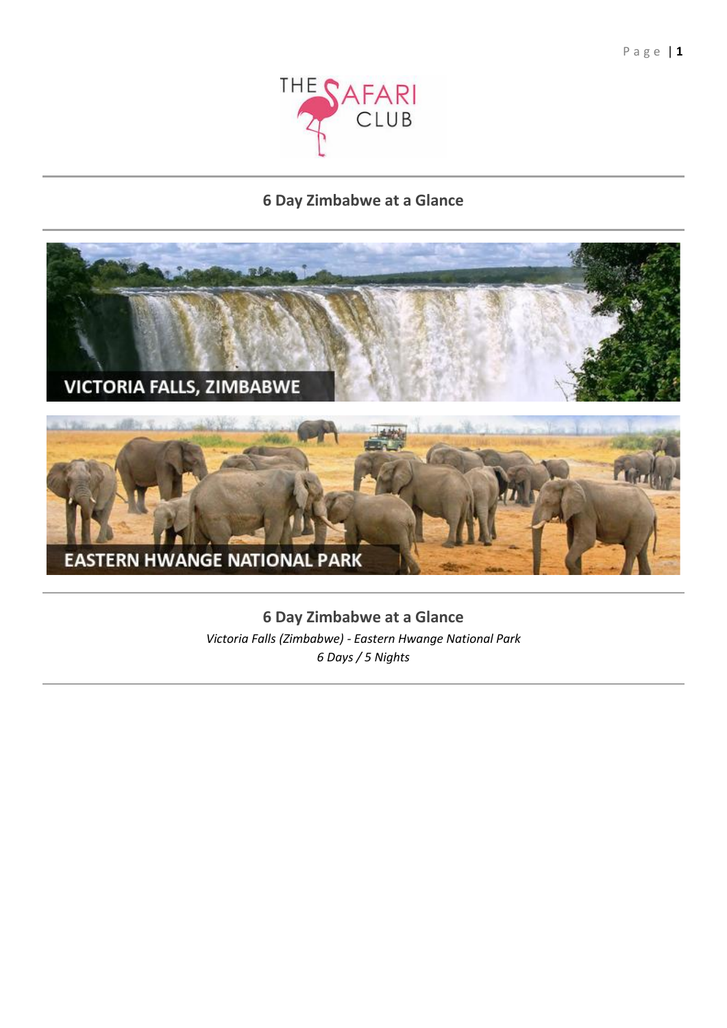# 6 Day Zimbabwe at a Glance

## 6 Day Zimbabwe at a Glance

*Victoria Falls (Zimbabwe) - Eastern Hwange National Park*

*6 Days / 5 Nights*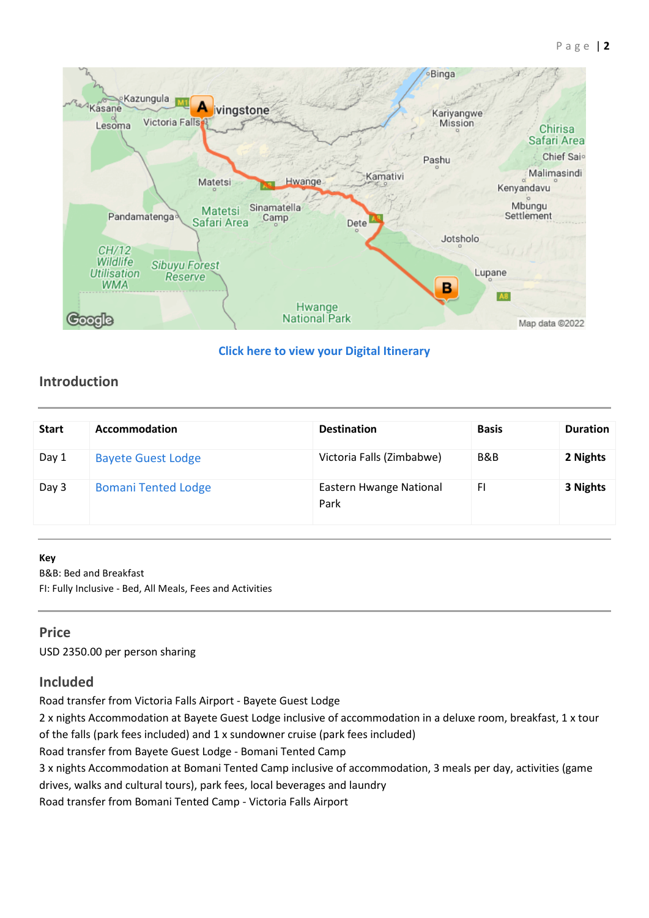Click here to view your Digital Itinerary

## Introduction

| Start | Accommodation | Destination | Basis | Duration |
|---|---|---|---|---|
| Day 1 | Bayete Guest Lodge | Victoria Falls (Zimbabwe) | B&B | **2 Nights** |
| Day 3 | Bomani Tented Lodge | Eastern Hwange National Park | FI | **3 Nights** |

**Key**
B&B: Bed and Breakfast
FI: Fully Inclusive - Bed, All Meals, Fees and Activities

## Price

USD 2350.00 per person sharing

## Included

Road transfer from Victoria Falls Airport - Bayete Guest Lodge
2 x nights Accommodation at Bayete Guest Lodge inclusive of accommodation in a deluxe room, breakfast, 1 x tour of the falls (park fees included) and 1 x sundowner cruise (park fees included)
Road transfer from Bayete Guest Lodge - Bomani Tented Camp
3 x nights Accommodation at Bomani Tented Camp inclusive of accommodation, 3 meals per day, activities (game drives, walks and cultural tours), park fees, local beverages and laundry
Road transfer from Bomani Tented Camp - Victoria Falls Airport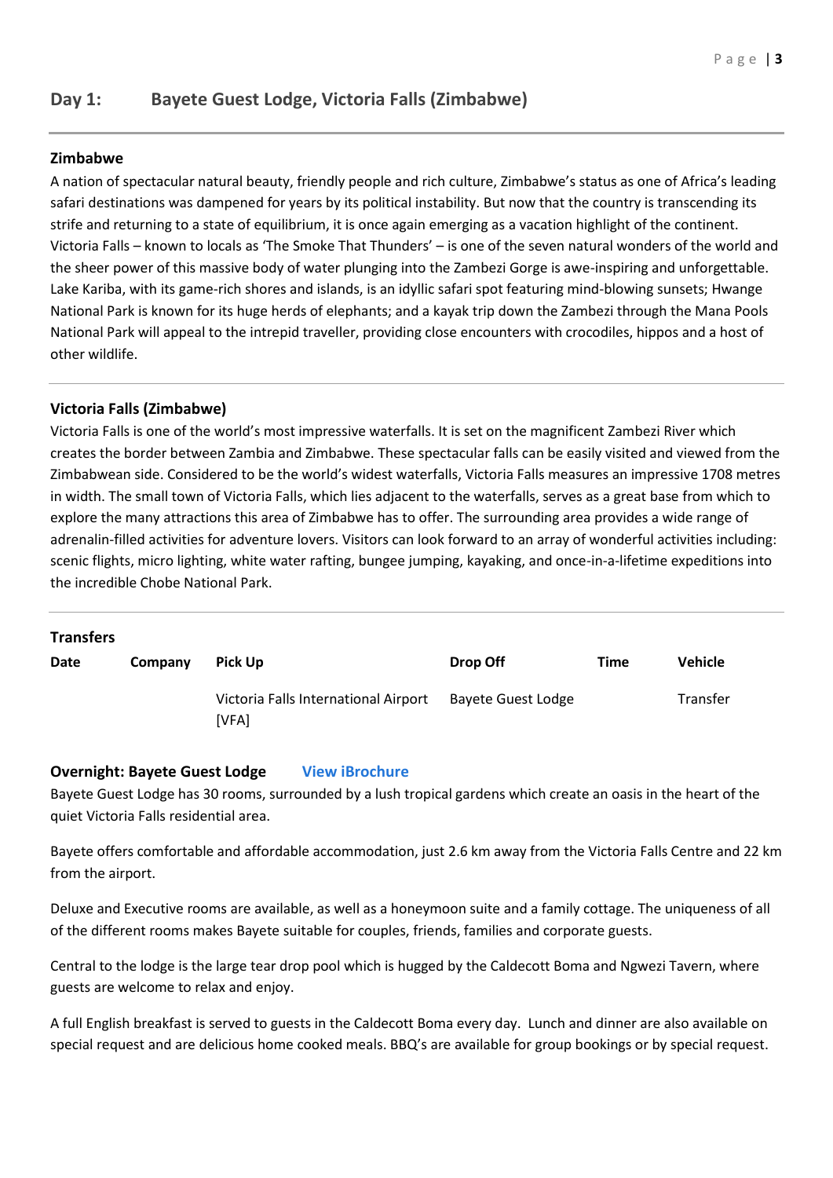## Day 1: Bayete Guest Lodge, Victoria Falls (Zimbabwe)

### Zimbabwe

A nation of spectacular natural beauty, friendly people and rich culture, Zimbabwe's status as one of Africa's leading safari destinations was dampened for years by its political instability. But now that the country is transcending its strife and returning to a state of equilibrium, it is once again emerging as a vacation highlight of the continent. Victoria Falls – known to locals as 'The Smoke That Thunders' – is one of the seven natural wonders of the world and the sheer power of this massive body of water plunging into the Zambezi Gorge is awe-inspiring and unforgettable. Lake Kariba, with its game-rich shores and islands, is an idyllic safari spot featuring mind-blowing sunsets; Hwange National Park is known for its huge herds of elephants; and a kayak trip down the Zambezi through the Mana Pools National Park will appeal to the intrepid traveller, providing close encounters with crocodiles, hippos and a host of other wildlife.

### Victoria Falls (Zimbabwe)

Victoria Falls is one of the world's most impressive waterfalls. It is set on the magnificent Zambezi River which creates the border between Zambia and Zimbabwe. These spectacular falls can be easily visited and viewed from the Zimbabwean side. Considered to be the world's widest waterfalls, Victoria Falls measures an impressive 1708 metres in width. The small town of Victoria Falls, which lies adjacent to the waterfalls, serves as a great base from which to explore the many attractions this area of Zimbabwe has to offer. The surrounding area provides a wide range of adrenalin-filled activities for adventure lovers. Visitors can look forward to an array of wonderful activities including: scenic flights, micro lighting, white water rafting, bungee jumping, kayaking, and once-in-a-lifetime expeditions into the incredible Chobe National Park.

### Transfers

| Date | Company | Pick Up | Drop Off | Time | Vehicle |
|---|---|---|---|---|---|
| | | Victoria Falls International Airport [VFA] | Bayete Guest Lodge | | Transfer |

**Overnight: Bayete Guest Lodge** **View iBrochure**

Bayete Guest Lodge has 30 rooms, surrounded by a lush tropical gardens which create an oasis in the heart of the quiet Victoria Falls residential area.

Bayete offers comfortable and affordable accommodation, just 2.6 km away from the Victoria Falls Centre and 22 km from the airport.

Deluxe and Executive rooms are available, as well as a honeymoon suite and a family cottage. The uniqueness of all of the different rooms makes Bayete suitable for couples, friends, families and corporate guests.

Central to the lodge is the large tear drop pool which is hugged by the Caldecott Boma and Ngwezi Tavern, where guests are welcome to relax and enjoy.

A full English breakfast is served to guests in the Caldecott Boma every day. Lunch and dinner are also available on special request and are delicious home cooked meals. BBQ's are available for group bookings or by special request.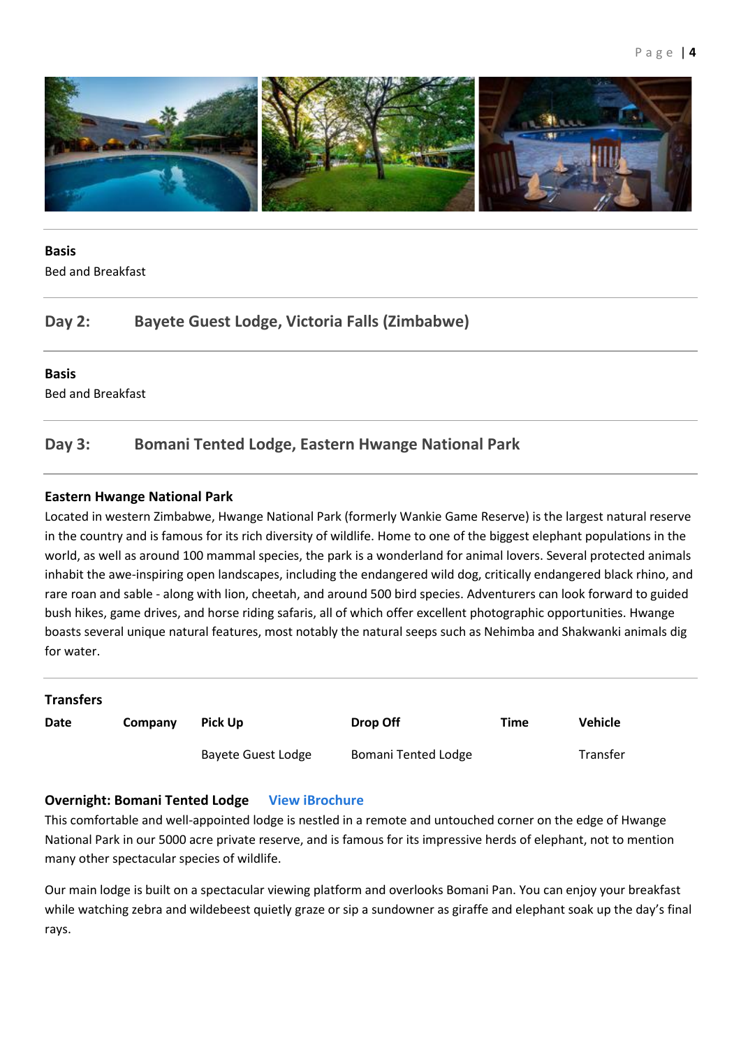**Basis**
Bed and Breakfast

## Day 2: Bayete Guest Lodge, Victoria Falls (Zimbabwe)

**Basis**
Bed and Breakfast

## Day 3: Bomani Tented Lodge, Eastern Hwange National Park

**Eastern Hwange National Park**
Located in western Zimbabwe, Hwange National Park (formerly Wankie Game Reserve) is the largest natural reserve in the country and is famous for its rich diversity of wildlife. Home to one of the biggest elephant populations in the world, as well as around 100 mammal species, the park is a wonderland for animal lovers. Several protected animals inhabit the awe-inspiring open landscapes, including the endangered wild dog, critically endangered black rhino, and rare roan and sable - along with lion, cheetah, and around 500 bird species. Adventurers can look forward to guided bush hikes, game drives, and horse riding safaris, all of which offer excellent photographic opportunities. Hwange boasts several unique natural features, most notably the natural seeps such as Nehimba and Shakwanki animals dig for water.

**Transfers**

| Date | Company | Pick Up | Drop Off | Time | Vehicle |
|---|---|---|---|---|---|
| | | Bayete Guest Lodge | Bomani Tented Lodge | | Transfer |

**Overnight: Bomani Tented Lodge** View iBrochure
This comfortable and well-appointed lodge is nestled in a remote and untouched corner on the edge of Hwange National Park in our 5000 acre private reserve, and is famous for its impressive herds of elephant, not to mention many other spectacular species of wildlife.

Our main lodge is built on a spectacular viewing platform and overlooks Bomani Pan. You can enjoy your breakfast while watching zebra and wildebeest quietly graze or sip a sundowner as giraffe and elephant soak up the day's final rays.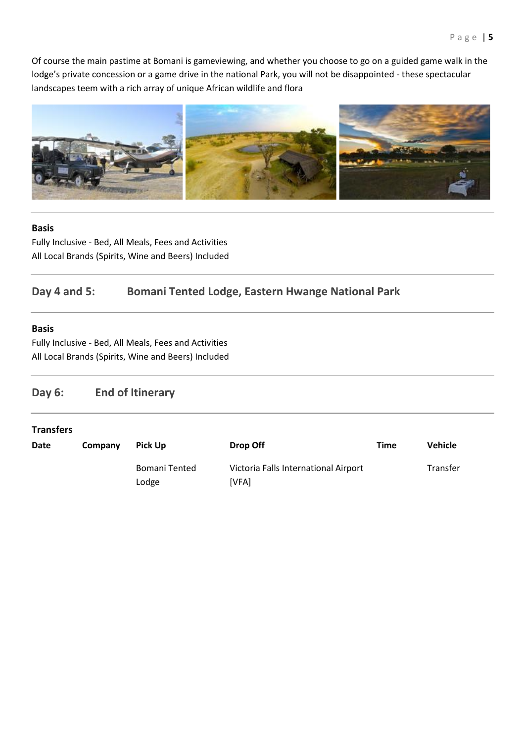Of course the main pastime at Bomani is gameviewing, and whether you choose to go on a guided game walk in the lodge's private concession or a game drive in the national Park, you will not be disappointed - these spectacular landscapes teem with a rich array of unique African wildlife and flora

**Basis**

Fully Inclusive - Bed, All Meals, Fees and Activities

All Local Brands (Spirits, Wine and Beers) Included

## Day 4 and 5: Bomani Tented Lodge, Eastern Hwange National Park

**Basis**

Fully Inclusive - Bed, All Meals, Fees and Activities

All Local Brands (Spirits, Wine and Beers) Included

## Day 6: End of Itinerary

**Transfers**

| Date | Company | Pick Up | Drop Off | Time | Vehicle |
|---|---|---|---|---|---|
| | | Bomani Tented Lodge | Victoria Falls International Airport [VFA] | | Transfer |